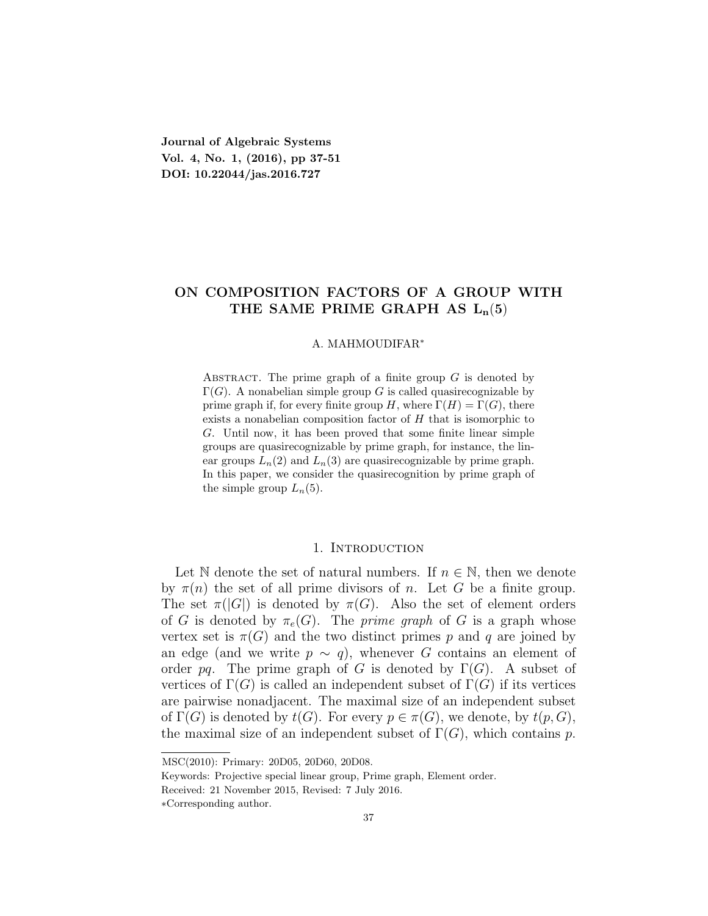**Journal of Algebraic Systems**
**Vol. 4, No. 1, (2016), pp 37-51**
**DOI: 10.22044/jas.2016.727**

# ON COMPOSITION FACTORS OF A GROUP WITH THE SAME PRIME GRAPH AS $L_n(5)$

A. MAHMOUDIFAR*

Abstract. The prime graph of a finite group $G$ is denoted by $\Gamma(G)$. A nonabelian simple group $G$ is called quasirecognizable by prime graph if, for every finite group $H$, where $\Gamma(H) = \Gamma(G)$, there exists a nonabelian composition factor of $H$ that is isomorphic to $G$. Until now, it has been proved that some finite linear simple groups are quasirecognizable by prime graph, for instance, the linear groups $L_n(2)$ and $L_n(3)$ are quasirecognizable by prime graph. In this paper, we consider the quasirecognition by prime graph of the simple group $L_n(5)$.

## 1. Introduction

Let $\mathbb{N}$ denote the set of natural numbers. If $n \in \mathbb{N}$, then we denote by $\pi(n)$ the set of all prime divisors of $n$. Let $G$ be a finite group. The set $\pi(|G|)$ is denoted by $\pi(G)$. Also the set of element orders of $G$ is denoted by $\pi_e(G)$. The *prime graph* of $G$ is a graph whose vertex set is $\pi(G)$ and the two distinct primes $p$ and $q$ are joined by an edge (and we write $p \sim q$), whenever $G$ contains an element of order $pq$. The prime graph of $G$ is denoted by $\Gamma(G)$. A subset of vertices of $\Gamma(G)$ is called an independent subset of $\Gamma(G)$ if its vertices are pairwise nonadjacent. The maximal size of an independent subset of $\Gamma(G)$ is denoted by $t(G)$. For every $p \in \pi(G)$, we denote, by $t(p, G)$, the maximal size of an independent subset of $\Gamma(G)$, which contains $p$.

MSC(2010): Primary: 20D05, 20D60, 20D08.

Keywords: Projective special linear group, Prime graph, Element order.

Received: 21 November 2015, Revised: 7 July 2016.

*Corresponding author.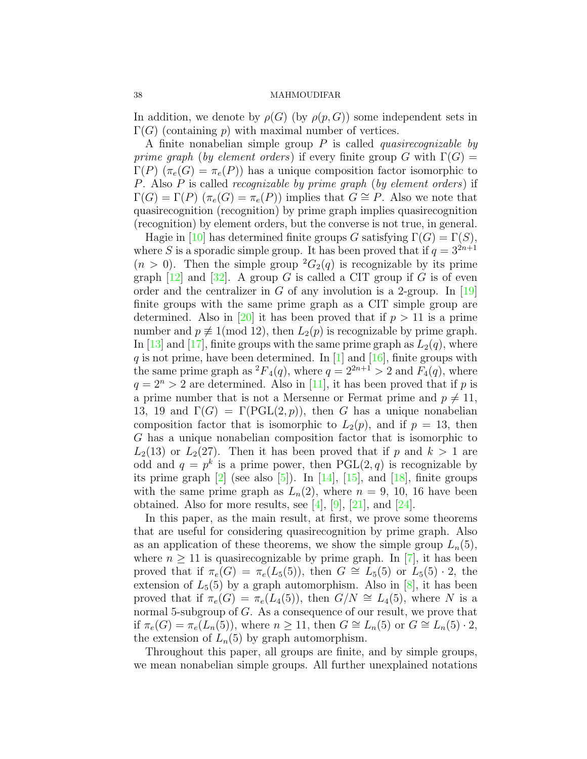In addition, we denote by $\rho(G)$ (by $\rho(p, G)$) some independent sets in $\Gamma(G)$ (containing $p$) with maximal number of vertices.

A finite nonabelian simple group $P$ is called *quasirecognizable by prime graph* (*by element orders*) if every finite group $G$ with $\Gamma(G) = \Gamma(P)$ ($\pi_e(G) = \pi_e(P)$) has a unique composition factor isomorphic to $P$. Also $P$ is called *recognizable by prime graph* (*by element orders*) if $\Gamma(G) = \Gamma(P)$ ($\pi_e(G) = \pi_e(P)$) implies that $G \cong P$. Also we note that quasirecognition (recognition) by prime graph implies quasirecognition (recognition) by element orders, but the converse is not true, in general.

Hagie in [10] has determined finite groups $G$ satisfying $\Gamma(G) = \Gamma(S)$, where $S$ is a sporadic simple group. It has been proved that if $q = 3^{2n+1}$ ($n > 0$). Then the simple group ${}^2G_2(q)$ is recognizable by its prime graph [12] and [32]. A group $G$ is called a CIT group if $G$ is of even order and the centralizer in $G$ of any involution is a 2-group. In [19] finite groups with the same prime graph as a CIT simple group are determined. Also in [20] it has been proved that if $p > 11$ is a prime number and $p \not\equiv 1 (\mathrm{mod}\ 12)$, then $L_2(p)$ is recognizable by prime graph. In [13] and [17], finite groups with the same prime graph as $L_2(q)$, where $q$ is not prime, have been determined. In [1] and [16], finite groups with the same prime graph as ${}^2F_4(q)$, where $q = 2^{2n+1} > 2$ and $F_4(q)$, where $q = 2^n > 2$ are determined. Also in [11], it has been proved that if $p$ is a prime number that is not a Mersenne or Fermat prime and $p \neq 11$, 13, 19 and $\Gamma(G) = \Gamma(\mathrm{PGL}(2, p))$, then $G$ has a unique nonabelian composition factor that is isomorphic to $L_2(p)$, and if $p = 13$, then $G$ has a unique nonabelian composition factor that is isomorphic to $L_2(13)$ or $L_2(27)$. Then it has been proved that if $p$ and $k > 1$ are odd and $q = p^k$ is a prime power, then $\mathrm{PGL}(2, q)$ is recognizable by its prime graph [2] (see also [5]). In [14], [15], and [18], finite groups with the same prime graph as $L_n(2)$, where $n = 9$, 10, 16 have been obtained. Also for more results, see [4], [9], [21], and [24].

In this paper, as the main result, at first, we prove some theorems that are useful for considering quasirecognition by prime graph. Also as an application of these theorems, we show the simple group $L_n(5)$, where $n \geq 11$ is quasirecognizable by prime graph. In [7], it has been proved that if $\pi_e(G) = \pi_e(L_5(5))$, then $G \cong L_5(5)$ or $L_5(5) \cdot 2$, the extension of $L_5(5)$ by a graph automorphism. Also in [8], it has been proved that if $\pi_e(G) = \pi_e(L_4(5))$, then $G/N \cong L_4(5)$, where $N$ is a normal 5-subgroup of $G$. As a consequence of our result, we prove that if $\pi_e(G) = \pi_e(L_n(5))$, where $n \geq 11$, then $G \cong L_n(5)$ or $G \cong L_n(5) \cdot 2$, the extension of $L_n(5)$ by graph automorphism.

Throughout this paper, all groups are finite, and by simple groups, we mean nonabelian simple groups. All further unexplained notations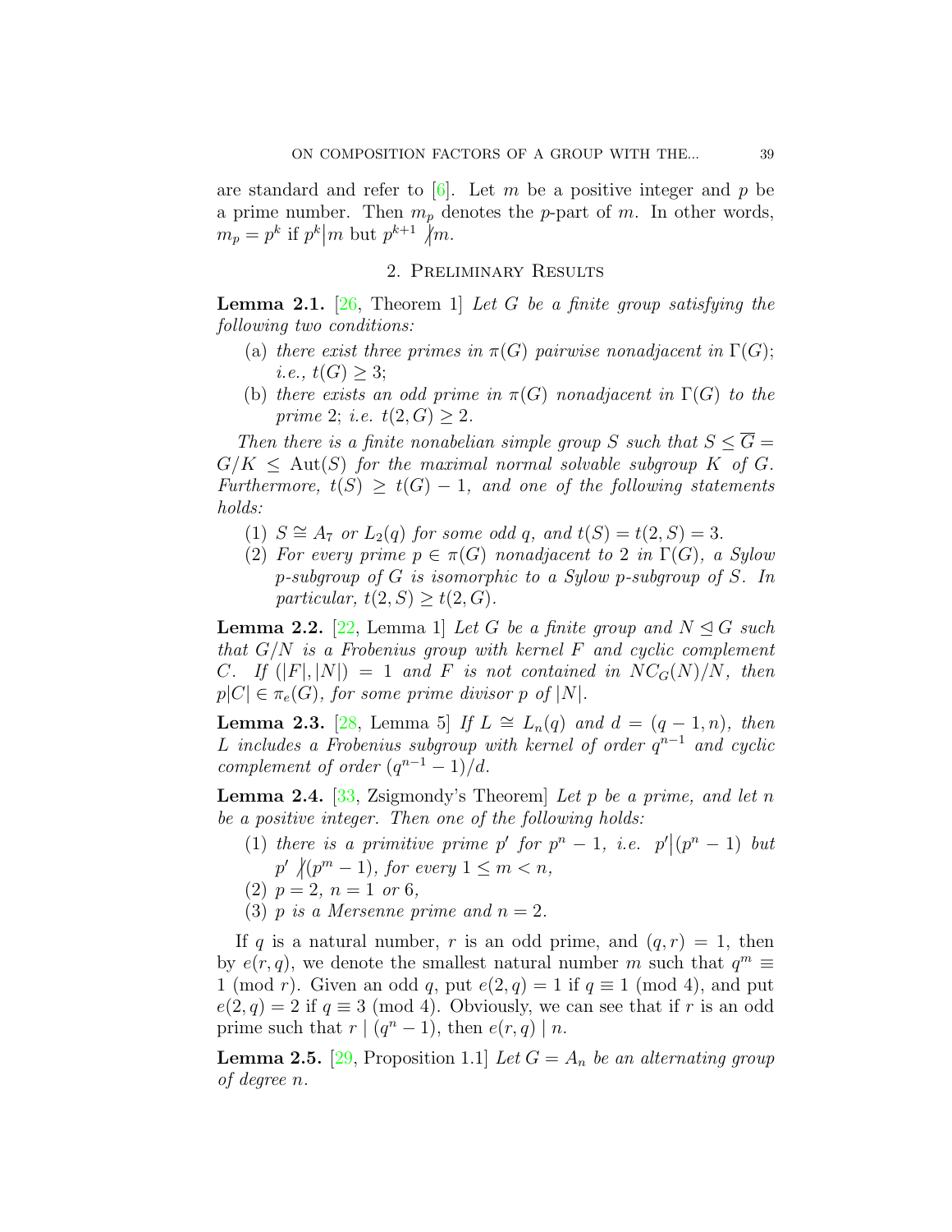are standard and refer to [6]. Let $m$ be a positive integer and $p$ be a prime number. Then $m_p$ denotes the $p$-part of $m$. In other words, $m_p = p^k$ if $p^k | m$ but $p^{k+1} \nmid m$.

## 2. Preliminary Results

**Lemma 2.1.** [26, Theorem 1] *Let $G$ be a finite group satisfying the following two conditions:*

(a) *there exist three primes in $\pi(G)$ pairwise nonadjacent in $\Gamma(G)$; i.e., $t(G) \geq 3$;*

(b) *there exists an odd prime in $\pi(G)$ nonadjacent in $\Gamma(G)$ to the prime 2; i.e. $t(2, G) \geq 2$.*

*Then there is a finite nonabelian simple group $S$ such that $S \leq \overline{G} = G/K \leq \mathrm{Aut}(S)$ for the maximal normal solvable subgroup $K$ of $G$. Furthermore, $t(S) \geq t(G) - 1$, and one of the following statements holds:*

(1) *$S \cong A_7$ or $L_2(q)$ for some odd $q$, and $t(S) = t(2, S) = 3$.*

(2) *For every prime $p \in \pi(G)$ nonadjacent to 2 in $\Gamma(G)$, a Sylow $p$-subgroup of $G$ is isomorphic to a Sylow $p$-subgroup of $S$. In particular, $t(2, S) \geq t(2, G)$.*

**Lemma 2.2.** [22, Lemma 1] *Let $G$ be a finite group and $N \trianglelefteq G$ such that $G/N$ is a Frobenius group with kernel $F$ and cyclic complement $C$. If $(|F|, |N|) = 1$ and $F$ is not contained in $NC_G(N)/N$, then $p|C| \in \pi_e(G)$, for some prime divisor $p$ of $|N|$.*

**Lemma 2.3.** [28, Lemma 5] *If $L \cong L_n(q)$ and $d = (q-1, n)$, then $L$ includes a Frobenius subgroup with kernel of order $q^{n-1}$ and cyclic complement of order $(q^{n-1} - 1)/d$.*

**Lemma 2.4.** [33, Zsigmondy's Theorem] *Let $p$ be a prime, and let $n$ be a positive integer. Then one of the following holds:*

(1) *there is a primitive prime $p'$ for $p^n - 1$, i.e. $p' | (p^n - 1)$ but $p' \nmid (p^m - 1)$, for every $1 \leq m < n$,*

(2) *$p = 2$, $n = 1$ or 6,*

(3) *$p$ is a Mersenne prime and $n = 2$.*

If $q$ is a natural number, $r$ is an odd prime, and $(q, r) = 1$, then by $e(r, q)$, we denote the smallest natural number $m$ such that $q^m \equiv 1 \pmod r$. Given an odd $q$, put $e(2, q) = 1$ if $q \equiv 1 \pmod 4$, and put $e(2, q) = 2$ if $q \equiv 3 \pmod 4$. Obviously, we can see that if $r$ is an odd prime such that $r \mid (q^n - 1)$, then $e(r, q) \mid n$.

**Lemma 2.5.** [29, Proposition 1.1] *Let $G = A_n$ be an alternating group of degree $n$.*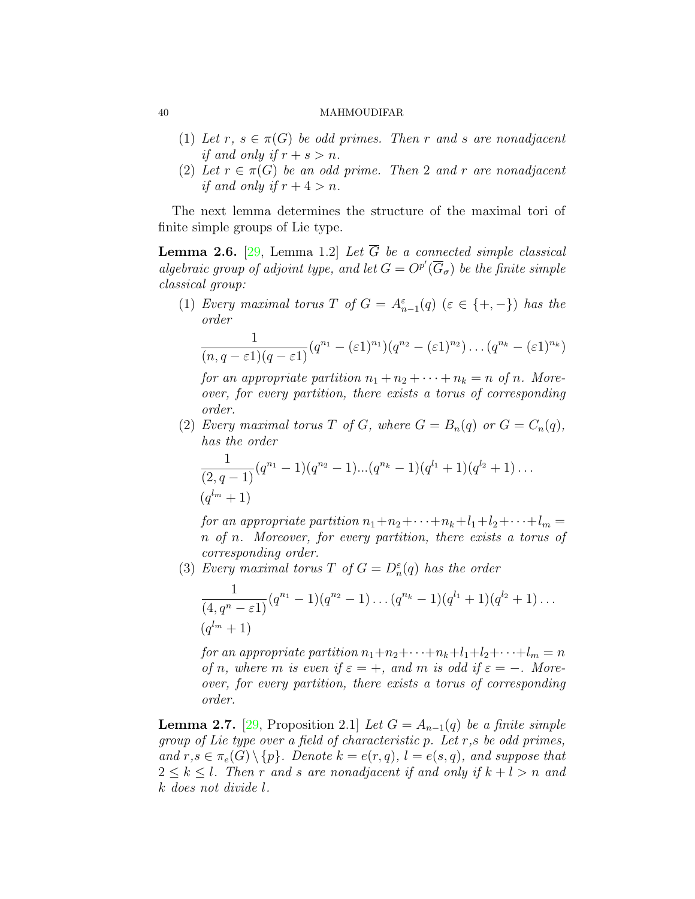(1) *Let $r$, $s \in \pi(G)$ be odd primes. Then $r$ and $s$ are nonadjacent if and only if $r + s > n$.*
(2) *Let $r \in \pi(G)$ be an odd prime. Then 2 and $r$ are nonadjacent if and only if $r + 4 > n$.*

The next lemma determines the structure of the maximal tori of finite simple groups of Lie type.

**Lemma 2.6.** [29, Lemma 1.2] *Let $\overline{G}$ be a connected simple classical algebraic group of adjoint type, and let $G = O^{p'}(\overline{G}_\sigma)$ be the finite simple classical group:*

(1) *Every maximal torus $T$ of $G = A^{\varepsilon}_{n-1}(q)$ ($\varepsilon \in \{+,-\}$) has the order*

$$\frac{1}{(n, q-\varepsilon 1)(q-\varepsilon 1)}(q^{n_1} - (\varepsilon 1)^{n_1})(q^{n_2} - (\varepsilon 1)^{n_2}) \ldots (q^{n_k} - (\varepsilon 1)^{n_k})$$

*for an appropriate partition $n_1 + n_2 + \cdots + n_k = n$ of $n$. Moreover, for every partition, there exists a torus of corresponding order.*

(2) *Every maximal torus $T$ of $G$, where $G = B_n(q)$ or $G = C_n(q)$, has the order*

$$\frac{1}{(2, q-1)}(q^{n_1} - 1)(q^{n_2} - 1)...(q^{n_k} - 1)(q^{l_1} + 1)(q^{l_2} + 1) \ldots (q^{l_m} + 1)$$

*for an appropriate partition $n_1 + n_2 + \cdots + n_k + l_1 + l_2 + \cdots + l_m = n$ of $n$. Moreover, for every partition, there exists a torus of corresponding order.*

(3) *Every maximal torus $T$ of $G = D^{\varepsilon}_n(q)$ has the order*

$$\frac{1}{(4, q^n - \varepsilon 1)}(q^{n_1} - 1)(q^{n_2} - 1) \ldots (q^{n_k} - 1)(q^{l_1} + 1)(q^{l_2} + 1) \ldots (q^{l_m} + 1)$$

*for an appropriate partition $n_1 + n_2 + \cdots + n_k + l_1 + l_2 + \cdots + l_m = n$ of $n$, where $m$ is even if $\varepsilon = +$, and $m$ is odd if $\varepsilon = -$. Moreover, for every partition, there exists a torus of corresponding order.*

**Lemma 2.7.** [29, Proposition 2.1] *Let $G = A_{n-1}(q)$ be a finite simple group of Lie type over a field of characteristic $p$. Let $r$,$s$ be odd primes, and $r$,$s \in \pi_e(G) \setminus \{p\}$. Denote $k = e(r, q)$, $l = e(s, q)$, and suppose that $2 \leq k \leq l$. Then $r$ and $s$ are nonadjacent if and only if $k + l > n$ and $k$ does not divide $l$.*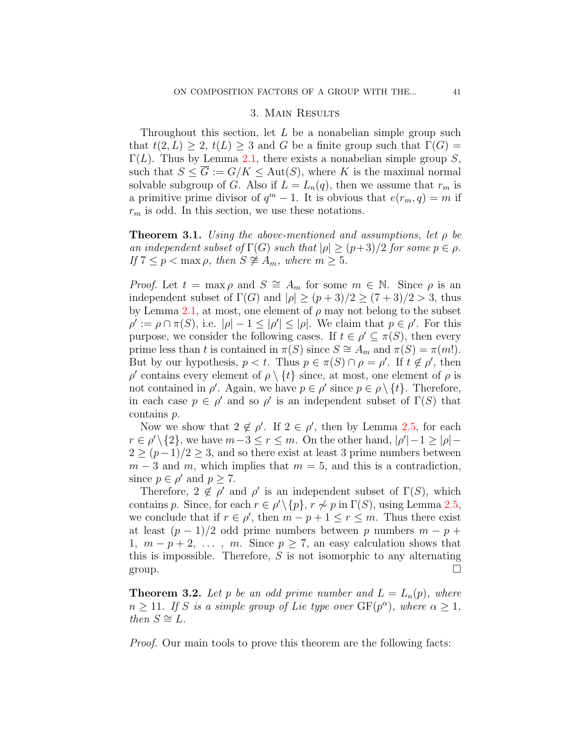## 3. Main Results

Throughout this section, let $L$ be a nonabelian simple group such that $t(2, L) \geq 2$, $t(L) \geq 3$ and $G$ be a finite group such that $\Gamma(G) = \Gamma(L)$. Thus by Lemma 2.1, there exists a nonabelian simple group $S$, such that $S \leq \overline{G} := G/K \leq \mathrm{Aut}(S)$, where $K$ is the maximal normal solvable subgroup of $G$. Also if $L = L_n(q)$, then we assume that $r_m$ is a primitive prime divisor of $q^m - 1$. It is obvious that $e(r_m, q) = m$ if $r_m$ is odd. In this section, we use these notations.

**Theorem 3.1.** *Using the above-mentioned and assumptions, let $\rho$ be an independent subset of $\Gamma(G)$ such that $|\rho| \geq (p+3)/2$ for some $p \in \rho$. If $7 \leq p < \max \rho$, then $S \ncong A_m$, where $m \geq 5$.*

*Proof.* Let $t = \max \rho$ and $S \cong A_m$ for some $m \in \mathbb{N}$. Since $\rho$ is an independent subset of $\Gamma(G)$ and $|\rho| \geq (p+3)/2 \geq (7+3)/2 > 3$, thus by Lemma 2.1, at most, one element of $\rho$ may not belong to the subset $\rho' := \rho \cap \pi(S)$, i.e. $|\rho| - 1 \leq |\rho'| \leq |\rho|$. We claim that $p \in \rho'$. For this purpose, we consider the following cases. If $t \in \rho' \subseteq \pi(S)$, then every prime less than $t$ is contained in $\pi(S)$ since $S \cong A_m$ and $\pi(S) = \pi(m!)$. But by our hypothesis, $p < t$. Thus $p \in \pi(S) \cap \rho = \rho'$. If $t \notin \rho'$, then $\rho'$ contains every element of $\rho \setminus \{t\}$ since, at most, one element of $\rho$ is not contained in $\rho'$. Again, we have $p \in \rho'$ since $p \in \rho \setminus \{t\}$. Therefore, in each case $p \in \rho'$ and so $\rho'$ is an independent subset of $\Gamma(S)$ that contains $p$.

Now we show that $2 \notin \rho'$. If $2 \in \rho'$, then by Lemma 2.5, for each $r \in \rho' \setminus \{2\}$, we have $m - 3 \leq r \leq m$. On the other hand, $|\rho'| - 1 \geq |\rho| - 2 \geq (p-1)/2 \geq 3$, and so there exist at least 3 prime numbers between $m - 3$ and $m$, which implies that $m = 5$, and this is a contradiction, since $p \in \rho'$ and $p \geq 7$.

Therefore, $2 \notin \rho'$ and $\rho'$ is an independent subset of $\Gamma(S)$, which contains $p$. Since, for each $r \in \rho' \setminus \{p\}$, $r \nsim p$ in $\Gamma(S)$, using Lemma 2.5, we conclude that if $r \in \rho'$, then $m - p + 1 \leq r \leq m$. Thus there exist at least $(p-1)/2$ odd prime numbers between $p$ numbers $m - p + 1,\ m - p + 2,\ \ldots\ ,\ m$. Since $p \geq 7$, an easy calculation shows that this is impossible. Therefore, $S$ is not isomorphic to any alternating group. $\square$

**Theorem 3.2.** *Let $p$ be an odd prime number and $L = L_n(p)$, where $n \geq 11$. If $S$ is a simple group of Lie type over $\mathrm{GF}(p^\alpha)$, where $\alpha \geq 1$, then $S \cong L$.*

*Proof.* Our main tools to prove this theorem are the following facts: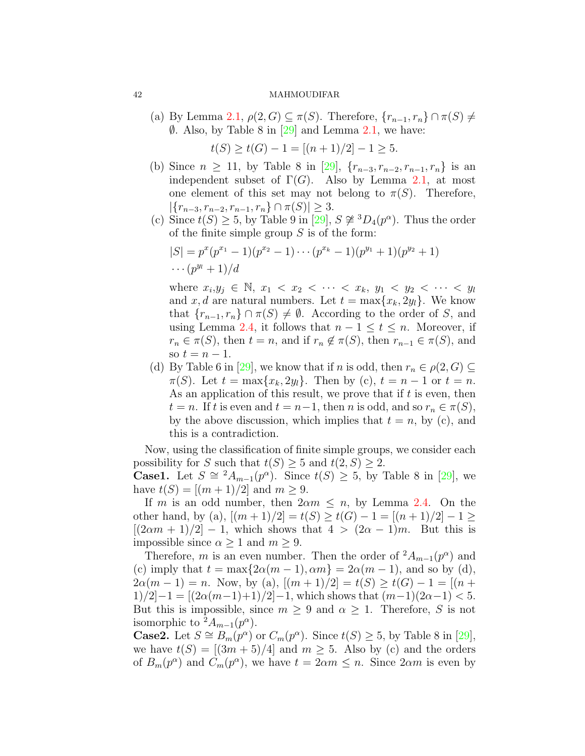(a) By Lemma 2.1, $\rho(2,G) \subseteq \pi(S)$. Therefore, $\{r_{n-1}, r_n\} \cap \pi(S) \neq \emptyset$. Also, by Table 8 in [29] and Lemma 2.1, we have:

$$t(S) \geq t(G) - 1 = [(n+1)/2] - 1 \geq 5.$$

(b) Since $n \geq 11$, by Table 8 in [29], $\{r_{n-3}, r_{n-2}, r_{n-1}, r_n\}$ is an independent subset of $\Gamma(G)$. Also by Lemma 2.1, at most one element of this set may not belong to $\pi(S)$. Therefore, $|\{r_{n-3}, r_{n-2}, r_{n-1}, r_n\} \cap \pi(S)| \geq 3$.

(c) Since $t(S) \geq 5$, by Table 9 in [29], $S \ncong {}^3D_4(p^\alpha)$. Thus the order of the finite simple group $S$ is of the form:

$$|S| = p^x(p^{x_1}-1)(p^{x_2}-1)\cdots(p^{x_k}-1)(p^{y_1}+1)(p^{y_2}+1)\cdots(p^{y_l}+1)/d$$

where $x_i, y_j \in \mathbb{N}$, $x_1 < x_2 < \cdots < x_k$, $y_1 < y_2 < \cdots < y_l$ and $x, d$ are natural numbers. Let $t = \max\{x_k, 2y_l\}$. We know that $\{r_{n-1}, r_n\} \cap \pi(S) \neq \emptyset$. According to the order of $S$, and using Lemma 2.4, it follows that $n-1 \leq t \leq n$. Moreover, if $r_n \in \pi(S)$, then $t = n$, and if $r_n \notin \pi(S)$, then $r_{n-1} \in \pi(S)$, and so $t = n-1$.

(d) By Table 6 in [29], we know that if $n$ is odd, then $r_n \in \rho(2,G) \subseteq \pi(S)$. Let $t = \max\{x_k, 2y_l\}$. Then by (c), $t = n-1$ or $t = n$. As an application of this result, we prove that if $t$ is even, then $t = n$. If $t$ is even and $t = n-1$, then $n$ is odd, and so $r_n \in \pi(S)$, by the above discussion, which implies that $t = n$, by (c), and this is a contradiction.

Now, using the classification of finite simple groups, we consider each possibility for $S$ such that $t(S) \geq 5$ and $t(2,S) \geq 2$.

**Case1.** Let $S \cong {}^2A_{m-1}(p^\alpha)$. Since $t(S) \geq 5$, by Table 8 in [29], we have $t(S) = [(m+1)/2]$ and $m \geq 9$.

If $m$ is an odd number, then $2\alpha m \leq n$, by Lemma 2.4. On the other hand, by (a), $[(m+1)/2] = t(S) \geq t(G) - 1 = [(n+1)/2] - 1 \geq [(2\alpha m + 1)/2] - 1$, which shows that $4 > (2\alpha - 1)m$. But this is impossible since $\alpha \geq 1$ and $m \geq 9$.

Therefore, $m$ is an even number. Then the order of ${}^2A_{m-1}(p^\alpha)$ and (c) imply that $t = \max\{2\alpha(m-1), \alpha m\} = 2\alpha(m-1)$, and so by (d), $2\alpha(m-1) = n$. Now, by (a), $[(m+1)/2] = t(S) \geq t(G) - 1 = [(n+1)/2] - 1 = [(2\alpha(m-1)+1)/2] - 1$, which shows that $(m-1)(2\alpha - 1) < 5$. But this is impossible, since $m \geq 9$ and $\alpha \geq 1$. Therefore, $S$ is not isomorphic to ${}^2A_{m-1}(p^\alpha)$.

**Case2.** Let $S \cong B_m(p^\alpha)$ or $C_m(p^\alpha)$. Since $t(S) \geq 5$, by Table 8 in [29], we have $t(S) = [(3m+5)/4]$ and $m \geq 5$. Also by (c) and the orders of $B_m(p^\alpha)$ and $C_m(p^\alpha)$, we have $t = 2\alpha m \leq n$. Since $2\alpha m$ is even by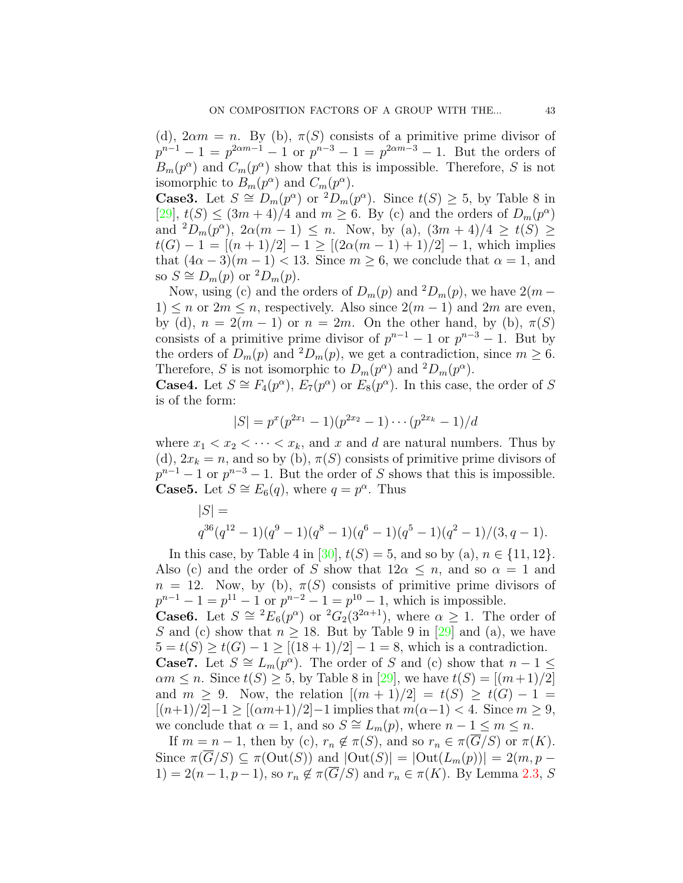(d), $2\alpha m = n$. By (b), $\pi(S)$ consists of a primitive prime divisor of $p^{n-1}-1 = p^{2\alpha m-1}-1$ or $p^{n-3}-1 = p^{2\alpha m-3}-1$. But the orders of $B_m(p^\alpha)$ and $C_m(p^\alpha)$ show that this is impossible. Therefore, $S$ is not isomorphic to $B_m(p^\alpha)$ and $C_m(p^\alpha)$.

**Case3.** Let $S \cong D_m(p^\alpha)$ or ${}^2D_m(p^\alpha)$. Since $t(S) \geq 5$, by Table 8 in [29], $t(S) \leq (3m+4)/4$ and $m \geq 6$. By (c) and the orders of $D_m(p^\alpha)$ and ${}^2D_m(p^\alpha)$, $2\alpha(m-1) \leq n$. Now, by (a), $(3m+4)/4 \geq t(S) \geq t(G)-1 = [(n+1)/2]-1 \geq [(2\alpha(m-1)+1)/2]-1$, which implies that $(4\alpha-3)(m-1) < 13$. Since $m \geq 6$, we conclude that $\alpha = 1$, and so $S \cong D_m(p)$ or ${}^2D_m(p)$.

Now, using (c) and the orders of $D_m(p)$ and ${}^2D_m(p)$, we have $2(m-1) \leq n$ or $2m \leq n$, respectively. Also since $2(m-1)$ and $2m$ are even, by (d), $n = 2(m-1)$ or $n = 2m$. On the other hand, by (b), $\pi(S)$ consists of a primitive prime divisor of $p^{n-1}-1$ or $p^{n-3}-1$. But by the orders of $D_m(p)$ and ${}^2D_m(p)$, we get a contradiction, since $m \geq 6$. Therefore, $S$ is not isomorphic to $D_m(p^\alpha)$ and ${}^2D_m(p^\alpha)$.

**Case4.** Let $S \cong F_4(p^\alpha)$, $E_7(p^\alpha)$ or $E_8(p^\alpha)$. In this case, the order of $S$ is of the form:

$$|S| = p^x(p^{2x_1}-1)(p^{2x_2}-1)\cdots(p^{2x_k}-1)/d$$

where $x_1 < x_2 < \cdots < x_k$, and $x$ and $d$ are natural numbers. Thus by (d), $2x_k = n$, and so by (b), $\pi(S)$ consists of primitive prime divisors of $p^{n-1}-1$ or $p^{n-3}-1$. But the order of $S$ shows that this is impossible.

**Case5.** Let $S \cong E_6(q)$, where $q = p^\alpha$. Thus

$$|S| = q^{36}(q^{12}-1)(q^9-1)(q^8-1)(q^6-1)(q^5-1)(q^2-1)/(3, q-1).$$

In this case, by Table 4 in [30], $t(S) = 5$, and so by (a), $n \in \{11, 12\}$. Also (c) and the order of $S$ show that $12\alpha \leq n$, and so $\alpha = 1$ and $n = 12$. Now, by (b), $\pi(S)$ consists of primitive prime divisors of $p^{n-1}-1 = p^{11}-1$ or $p^{n-2}-1 = p^{10}-1$, which is impossible.

**Case6.** Let $S \cong {}^2E_6(p^\alpha)$ or ${}^2G_2(3^{2\alpha+1})$, where $\alpha \geq 1$. The order of $S$ and (c) show that $n \geq 18$. But by Table 9 in [29] and (a), we have $5 = t(S) \geq t(G)-1 \geq [(18+1)/2]-1 = 8$, which is a contradiction.

**Case7.** Let $S \cong L_m(p^\alpha)$. The order of $S$ and (c) show that $n-1 \leq \alpha m \leq n$. Since $t(S) \geq 5$, by Table 8 in [29], we have $t(S) = [(m+1)/2]$ and $m \geq 9$. Now, the relation $[(m+1)/2] = t(S) \geq t(G)-1 = [(n+1)/2]-1 \geq [(\alpha m+1)/2]-1$ implies that $m(\alpha-1) < 4$. Since $m \geq 9$, we conclude that $\alpha = 1$, and so $S \cong L_m(p)$, where $n-1 \leq m \leq n$.

If $m = n-1$, then by (c), $r_n \notin \pi(S)$, and so $r_n \in \pi(\overline{G}/S)$ or $\pi(K)$. Since $\pi(\overline{G}/S) \subseteq \pi(\mathrm{Out}(S))$ and $|\mathrm{Out}(S)| = |\mathrm{Out}(L_m(p))| = 2(m, p-1) = 2(n-1, p-1)$, so $r_n \notin \pi(\overline{G}/S)$ and $r_n \in \pi(K)$. By Lemma 2.3, $S$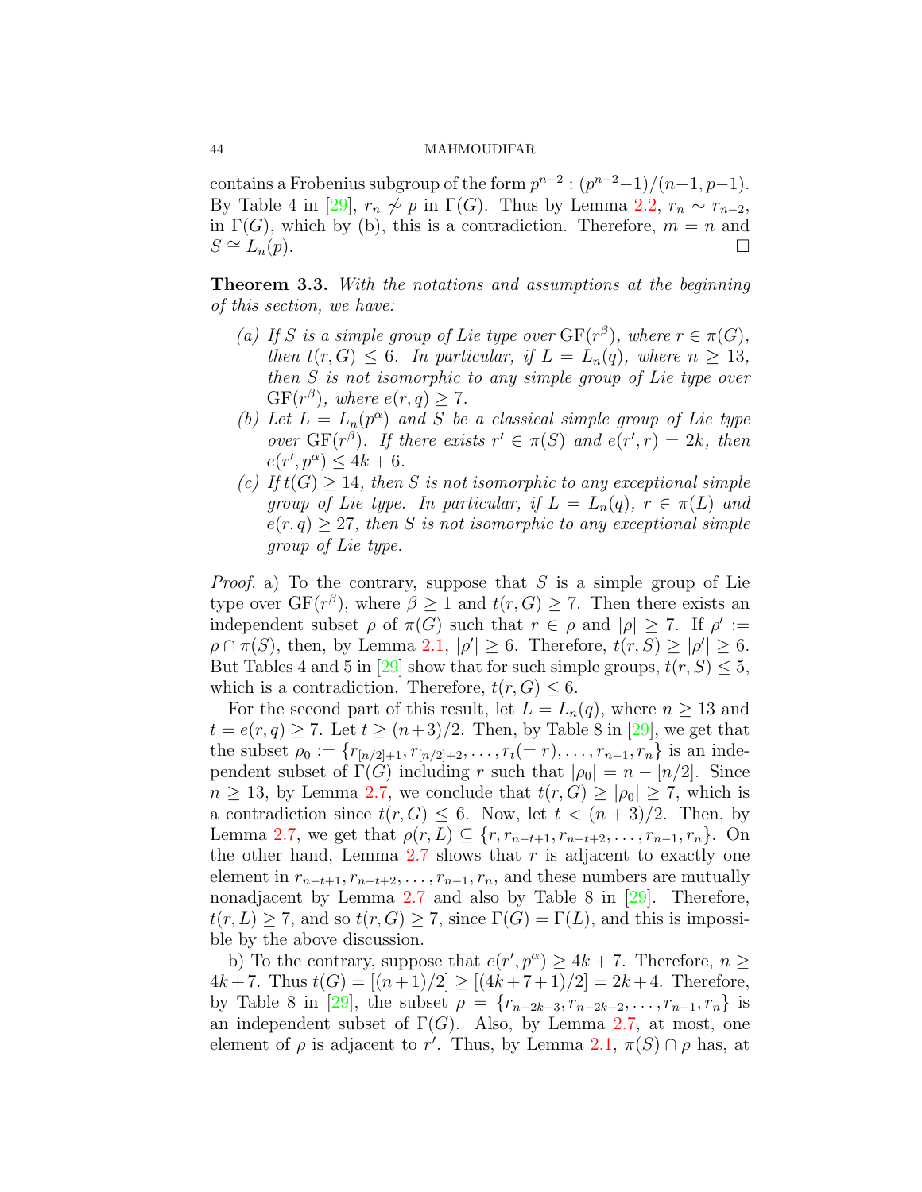contains a Frobenius subgroup of the form $p^{n-2} : (p^{n-2}-1)/(n-1, p-1)$. By Table 4 in [29], $r_n \not\sim p$ in $\Gamma(G)$. Thus by Lemma 2.2, $r_n \sim r_{n-2}$, in $\Gamma(G)$, which by (b), this is a contradiction. Therefore, $m = n$ and $S \cong L_n(p)$. □

**Theorem 3.3.** *With the notations and assumptions at the beginning of this section, we have:*

- *(a) If $S$ is a simple group of Lie type over $\mathrm{GF}(r^\beta)$, where $r \in \pi(G)$, then $t(r, G) \leq 6$. In particular, if $L = L_n(q)$, where $n \geq 13$, then $S$ is not isomorphic to any simple group of Lie type over $\mathrm{GF}(r^\beta)$, where $e(r, q) \geq 7$.*
- *(b) Let $L = L_n(p^\alpha)$ and $S$ be a classical simple group of Lie type over $\mathrm{GF}(r^\beta)$. If there exists $r' \in \pi(S)$ and $e(r', r) = 2k$, then $e(r', p^\alpha) \leq 4k + 6$.*
- *(c) If $t(G) \geq 14$, then $S$ is not isomorphic to any exceptional simple group of Lie type. In particular, if $L = L_n(q)$, $r \in \pi(L)$ and $e(r, q) \geq 27$, then $S$ is not isomorphic to any exceptional simple group of Lie type.*

*Proof.* a) To the contrary, suppose that $S$ is a simple group of Lie type over $\mathrm{GF}(r^\beta)$, where $\beta \geq 1$ and $t(r, G) \geq 7$. Then there exists an independent subset $\rho$ of $\pi(G)$ such that $r \in \rho$ and $|\rho| \geq 7$. If $\rho' := \rho \cap \pi(S)$, then, by Lemma 2.1, $|\rho'| \geq 6$. Therefore, $t(r, S) \geq |\rho'| \geq 6$. But Tables 4 and 5 in [29] show that for such simple groups, $t(r, S) \leq 5$, which is a contradiction. Therefore, $t(r, G) \leq 6$.

For the second part of this result, let $L = L_n(q)$, where $n \geq 13$ and $t = e(r, q) \geq 7$. Let $t \geq (n+3)/2$. Then, by Table 8 in [29], we get that the subset $\rho_0 := \{r_{[n/2]+1}, r_{[n/2]+2}, \ldots, r_t(= r), \ldots, r_{n-1}, r_n\}$ is an independent subset of $\Gamma(G)$ including $r$ such that $|\rho_0| = n - [n/2]$. Since $n \geq 13$, by Lemma 2.7, we conclude that $t(r, G) \geq |\rho_0| \geq 7$, which is a contradiction since $t(r, G) \leq 6$. Now, let $t < (n + 3)/2$. Then, by Lemma 2.7, we get that $\rho(r, L) \subseteq \{r, r_{n-t+1}, r_{n-t+2}, \ldots, r_{n-1}, r_n\}$. On the other hand, Lemma 2.7 shows that $r$ is adjacent to exactly one element in $r_{n-t+1}, r_{n-t+2}, \ldots, r_{n-1}, r_n$, and these numbers are mutually nonadjacent by Lemma 2.7 and also by Table 8 in [29]. Therefore, $t(r, L) \geq 7$, and so $t(r, G) \geq 7$, since $\Gamma(G) = \Gamma(L)$, and this is impossible by the above discussion.

b) To the contrary, suppose that $e(r', p^\alpha) \geq 4k + 7$. Therefore, $n \geq 4k+7$. Thus $t(G) = [(n+1)/2] \geq [(4k+7+1)/2] = 2k+4$. Therefore, by Table 8 in [29], the subset $\rho = \{r_{n-2k-3}, r_{n-2k-2}, \ldots, r_{n-1}, r_n\}$ is an independent subset of $\Gamma(G)$. Also, by Lemma 2.7, at most, one element of $\rho$ is adjacent to $r'$. Thus, by Lemma 2.1, $\pi(S) \cap \rho$ has, at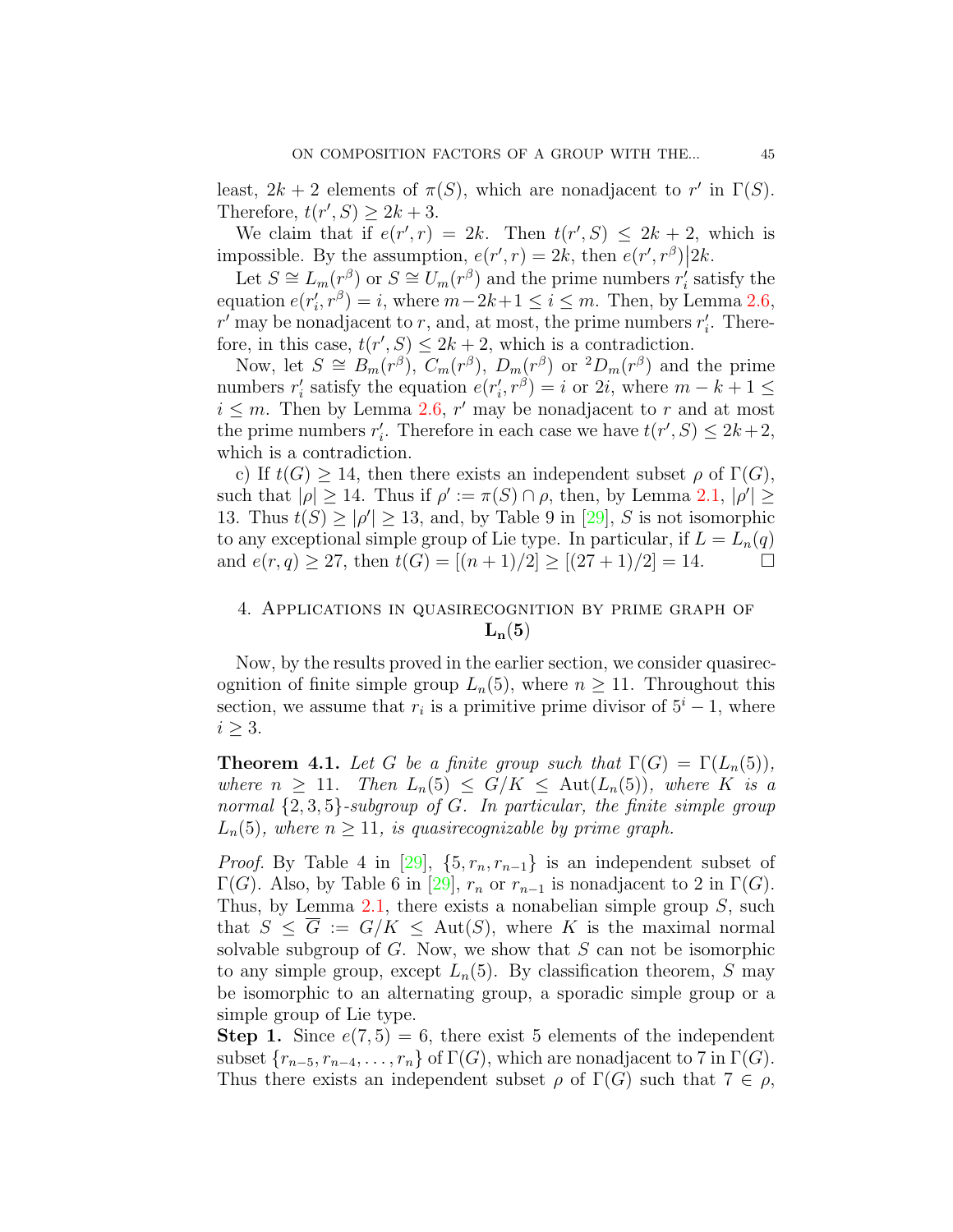least, $2k+2$ elements of $\pi(S)$, which are nonadjacent to $r'$ in $\Gamma(S)$. Therefore, $t(r', S) \geq 2k+3$.

We claim that if $e(r', r) = 2k$. Then $t(r', S) \leq 2k+2$, which is impossible. By the assumption, $e(r', r) = 2k$, then $e(r', r^{\beta}) \big| 2k$.

Let $S \cong L_m(r^{\beta})$ or $S \cong U_m(r^{\beta})$ and the prime numbers $r'_i$ satisfy the equation $e(r'_i, r^{\beta}) = i$, where $m-2k+1 \leq i \leq m$. Then, by Lemma 2.6, $r'$ may be nonadjacent to $r$, and, at most, the prime numbers $r'_i$. Therefore, in this case, $t(r', S) \leq 2k+2$, which is a contradiction.

Now, let $S \cong B_m(r^{\beta})$, $C_m(r^{\beta})$, $D_m(r^{\beta})$ or ${}^2D_m(r^{\beta})$ and the prime numbers $r'_i$ satisfy the equation $e(r'_i, r^{\beta}) = i$ or $2i$, where $m-k+1 \leq i \leq m$. Then by Lemma 2.6, $r'$ may be nonadjacent to $r$ and at most the prime numbers $r'_i$. Therefore in each case we have $t(r', S) \leq 2k+2$, which is a contradiction.

c) If $t(G) \geq 14$, then there exists an independent subset $\rho$ of $\Gamma(G)$, such that $|\rho| \geq 14$. Thus if $\rho' := \pi(S) \cap \rho$, then, by Lemma 2.1, $|\rho'| \geq 13$. Thus $t(S) \geq |\rho'| \geq 13$, and, by Table 9 in [29], $S$ is not isomorphic to any exceptional simple group of Lie type. In particular, if $L = L_n(q)$ and $e(r, q) \geq 27$, then $t(G) = [(n+1)/2] \geq [(27+1)/2] = 14$. $\square$

## 4. Applications in quasirecognition by prime graph of $\mathbf{L_n(5)}$

Now, by the results proved in the earlier section, we consider quasirecognition of finite simple group $L_n(5)$, where $n \geq 11$. Throughout this section, we assume that $r_i$ is a primitive prime divisor of $5^i - 1$, where $i \geq 3$.

**Theorem 4.1.** *Let $G$ be a finite group such that $\Gamma(G) = \Gamma(L_n(5))$, where $n \geq 11$. Then $L_n(5) \leq G/K \leq \mathrm{Aut}(L_n(5))$, where $K$ is a normal $\{2,3,5\}$-subgroup of $G$. In particular, the finite simple group $L_n(5)$, where $n \geq 11$, is quasirecognizable by prime graph.*

*Proof.* By Table 4 in [29], $\{5, r_n, r_{n-1}\}$ is an independent subset of $\Gamma(G)$. Also, by Table 6 in [29], $r_n$ or $r_{n-1}$ is nonadjacent to 2 in $\Gamma(G)$. Thus, by Lemma 2.1, there exists a nonabelian simple group $S$, such that $S \leq \overline{G} := G/K \leq \mathrm{Aut}(S)$, where $K$ is the maximal normal solvable subgroup of $G$. Now, we show that $S$ can not be isomorphic to any simple group, except $L_n(5)$. By classification theorem, $S$ may be isomorphic to an alternating group, a sporadic simple group or a simple group of Lie type.

**Step 1.** Since $e(7, 5) = 6$, there exist 5 elements of the independent subset $\{r_{n-5}, r_{n-4}, \ldots, r_n\}$ of $\Gamma(G)$, which are nonadjacent to 7 in $\Gamma(G)$. Thus there exists an independent subset $\rho$ of $\Gamma(G)$ such that $7 \in \rho$,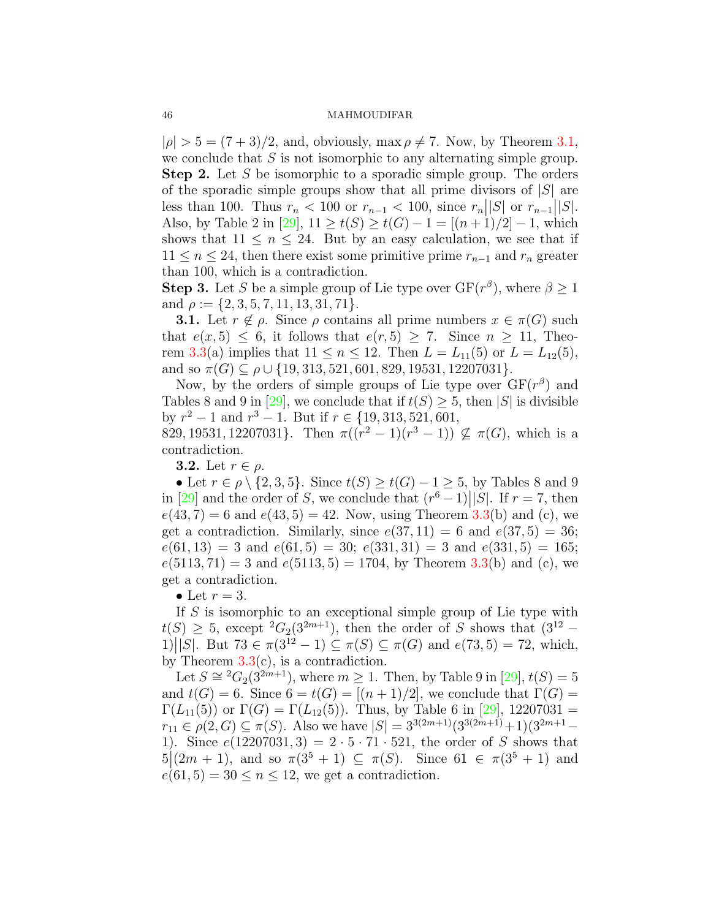$|\rho| > 5 = (7+3)/2$, and, obviously, $\max \rho \neq 7$. Now, by Theorem 3.1, we conclude that $S$ is not isomorphic to any alternating simple group.

**Step 2.** Let $S$ be isomorphic to a sporadic simple group. The orders of the sporadic simple groups show that all prime divisors of $|S|$ are less than 100. Thus $r_n < 100$ or $r_{n-1} < 100$, since $r_n \big| |S|$ or $r_{n-1} \big| |S|$. Also, by Table 2 in [29], $11 \geq t(S) \geq t(G) - 1 = [(n+1)/2] - 1$, which shows that $11 \leq n \leq 24$. But by an easy calculation, we see that if $11 \leq n \leq 24$, then there exist some primitive prime $r_{n-1}$ and $r_n$ greater than 100, which is a contradiction.

**Step 3.** Let $S$ be a simple group of Lie type over $\mathrm{GF}(r^\beta)$, where $\beta \geq 1$ and $\rho := \{2, 3, 5, 7, 11, 13, 31, 71\}$.

**3.1.** Let $r \notin \rho$. Since $\rho$ contains all prime numbers $x \in \pi(G)$ such that $e(x, 5) \leq 6$, it follows that $e(r, 5) \geq 7$. Since $n \geq 11$, Theorem 3.3(a) implies that $11 \leq n \leq 12$. Then $L = L_{11}(5)$ or $L = L_{12}(5)$, and so $\pi(G) \subseteq \rho \cup \{19, 313, 521, 601, 829, 19531, 12207031\}$.

Now, by the orders of simple groups of Lie type over $\mathrm{GF}(r^\beta)$ and Tables 8 and 9 in [29], we conclude that if $t(S) \geq 5$, then $|S|$ is divisible by $r^2 - 1$ and $r^3 - 1$. But if $r \in \{19, 313, 521, 601, 829, 19531, 12207031\}$. Then $\pi((r^2-1)(r^3-1)) \nsubseteq \pi(G)$, which is a contradiction.

**3.2.** Let $r \in \rho$.

- Let $r \in \rho \setminus \{2, 3, 5\}$. Since $t(S) \geq t(G) - 1 \geq 5$, by Tables 8 and 9 in [29] and the order of $S$, we conclude that $(r^6 - 1)\big||S|$. If $r = 7$, then $e(43, 7) = 6$ and $e(43, 5) = 42$. Now, using Theorem 3.3(b) and (c), we get a contradiction. Similarly, since $e(37, 11) = 6$ and $e(37, 5) = 36$; $e(61, 13) = 3$ and $e(61, 5) = 30$; $e(331, 31) = 3$ and $e(331, 5) = 165$; $e(5113, 71) = 3$ and $e(5113, 5) = 1704$, by Theorem 3.3(b) and (c), we get a contradiction.
- Let $r = 3$.

If $S$ is isomorphic to an exceptional simple group of Lie type with $t(S) \geq 5$, except ${}^2G_2(3^{2m+1})$, then the order of $S$ shows that $(3^{12} - 1)\big||S|$. But $73 \in \pi(3^{12} - 1) \subseteq \pi(S) \subseteq \pi(G)$ and $e(73, 5) = 72$, which, by Theorem 3.3(c), is a contradiction.

Let $S \cong {}^2G_2(3^{2m+1})$, where $m \geq 1$. Then, by Table 9 in [29], $t(S) = 5$ and $t(G) = 6$. Since $6 = t(G) = [(n+1)/2]$, we conclude that $\Gamma(G) = \Gamma(L_{11}(5))$ or $\Gamma(G) = \Gamma(L_{12}(5))$. Thus, by Table 6 in [29], $12207031 = r_{11} \in \rho(2, G) \subseteq \pi(S)$. Also we have $|S| = 3^{3(2m+1)}(3^{3(2m+1)}+1)(3^{2m+1}-1)$. Since $e(12207031, 3) = 2 \cdot 5 \cdot 71 \cdot 521$, the order of $S$ shows that $5\big|(2m+1)$, and so $\pi(3^5+1) \subseteq \pi(S)$. Since $61 \in \pi(3^5+1)$ and $e(61, 5) = 30 \leq n \leq 12$, we get a contradiction.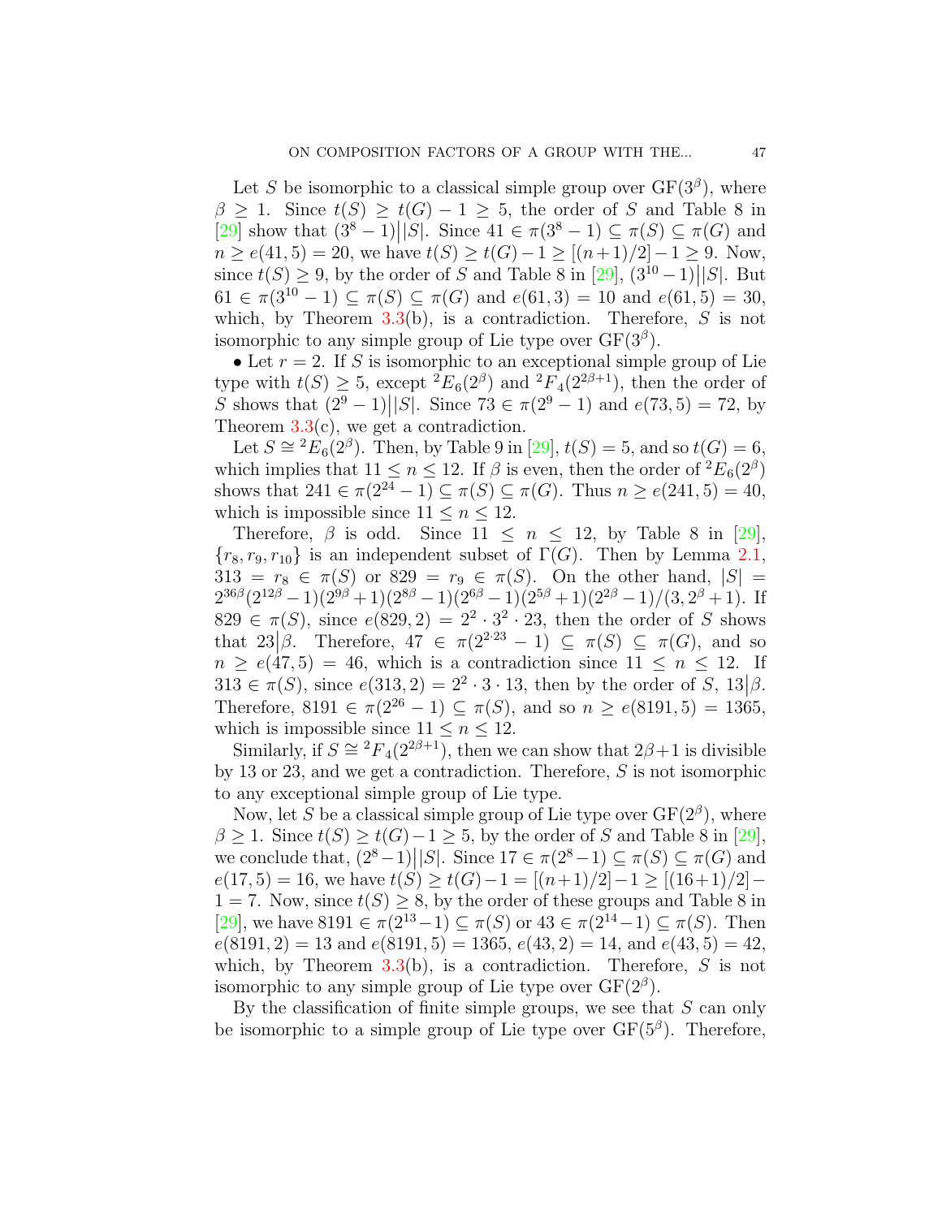Let $S$ be isomorphic to a classical simple group over $\mathrm{GF}(3^\beta)$, where $\beta \geq 1$. Since $t(S) \geq t(G) - 1 \geq 5$, the order of $S$ and Table 8 in [29] show that $(3^8 - 1)\big||S|$. Since $41 \in \pi(3^8 - 1) \subseteq \pi(S) \subseteq \pi(G)$ and $n \geq e(41, 5) = 20$, we have $t(S) \geq t(G) - 1 \geq [(n+1)/2] - 1 \geq 9$. Now, since $t(S) \geq 9$, by the order of $S$ and Table 8 in [29], $(3^{10} - 1)\big||S|$. But $61 \in \pi(3^{10} - 1) \subseteq \pi(S) \subseteq \pi(G)$ and $e(61, 3) = 10$ and $e(61, 5) = 30$, which, by Theorem 3.3(b), is a contradiction. Therefore, $S$ is not isomorphic to any simple group of Lie type over $\mathrm{GF}(3^\beta)$.

• Let $r = 2$. If $S$ is isomorphic to an exceptional simple group of Lie type with $t(S) \geq 5$, except ${}^2E_6(2^\beta)$ and ${}^2F_4(2^{2\beta+1})$, then the order of $S$ shows that $(2^9 - 1)\big||S|$. Since $73 \in \pi(2^9 - 1)$ and $e(73, 5) = 72$, by Theorem 3.3(c), we get a contradiction.

Let $S \cong {}^2E_6(2^\beta)$. Then, by Table 9 in [29], $t(S) = 5$, and so $t(G) = 6$, which implies that $11 \leq n \leq 12$. If $\beta$ is even, then the order of ${}^2E_6(2^\beta)$ shows that $241 \in \pi(2^{24} - 1) \subseteq \pi(S) \subseteq \pi(G)$. Thus $n \geq e(241, 5) = 40$, which is impossible since $11 \leq n \leq 12$.

Therefore, $\beta$ is odd. Since $11 \leq n \leq 12$, by Table 8 in [29], $\{r_8, r_9, r_{10}\}$ is an independent subset of $\Gamma(G)$. Then by Lemma 2.1, $313 = r_8 \in \pi(S)$ or $829 = r_9 \in \pi(S)$. On the other hand, $|S| = 2^{36\beta}(2^{12\beta} - 1)(2^{9\beta} + 1)(2^{8\beta} - 1)(2^{6\beta} - 1)(2^{5\beta} + 1)(2^{2\beta} - 1)/(3, 2^\beta + 1)$. If $829 \in \pi(S)$, since $e(829, 2) = 2^2 \cdot 3^2 \cdot 23$, then the order of $S$ shows that $23\big|\beta$. Therefore, $47 \in \pi(2^{2\cdot 23} - 1) \subseteq \pi(S) \subseteq \pi(G)$, and so $n \geq e(47, 5) = 46$, which is a contradiction since $11 \leq n \leq 12$. If $313 \in \pi(S)$, since $e(313, 2) = 2^2 \cdot 3 \cdot 13$, then by the order of $S$, $13\big|\beta$. Therefore, $8191 \in \pi(2^{26} - 1) \subseteq \pi(S)$, and so $n \geq e(8191, 5) = 1365$, which is impossible since $11 \leq n \leq 12$.

Similarly, if $S \cong {}^2F_4(2^{2\beta+1})$, then we can show that $2\beta+1$ is divisible by 13 or 23, and we get a contradiction. Therefore, $S$ is not isomorphic to any exceptional simple group of Lie type.

Now, let $S$ be a classical simple group of Lie type over $\mathrm{GF}(2^\beta)$, where $\beta \geq 1$. Since $t(S) \geq t(G) - 1 \geq 5$, by the order of $S$ and Table 8 in [29], we conclude that, $(2^8 - 1)\big||S|$. Since $17 \in \pi(2^8 - 1) \subseteq \pi(S) \subseteq \pi(G)$ and $e(17, 5) = 16$, we have $t(S) \geq t(G) - 1 = [(n+1)/2] - 1 \geq [(16+1)/2] - 1 = 7$. Now, since $t(S) \geq 8$, by the order of these groups and Table 8 in [29], we have $8191 \in \pi(2^{13} - 1) \subseteq \pi(S)$ or $43 \in \pi(2^{14} - 1) \subseteq \pi(S)$. Then $e(8191, 2) = 13$ and $e(8191, 5) = 1365$, $e(43, 2) = 14$, and $e(43, 5) = 42$, which, by Theorem 3.3(b), is a contradiction. Therefore, $S$ is not isomorphic to any simple group of Lie type over $\mathrm{GF}(2^\beta)$.

By the classification of finite simple groups, we see that $S$ can only be isomorphic to a simple group of Lie type over $\mathrm{GF}(5^\beta)$. Therefore,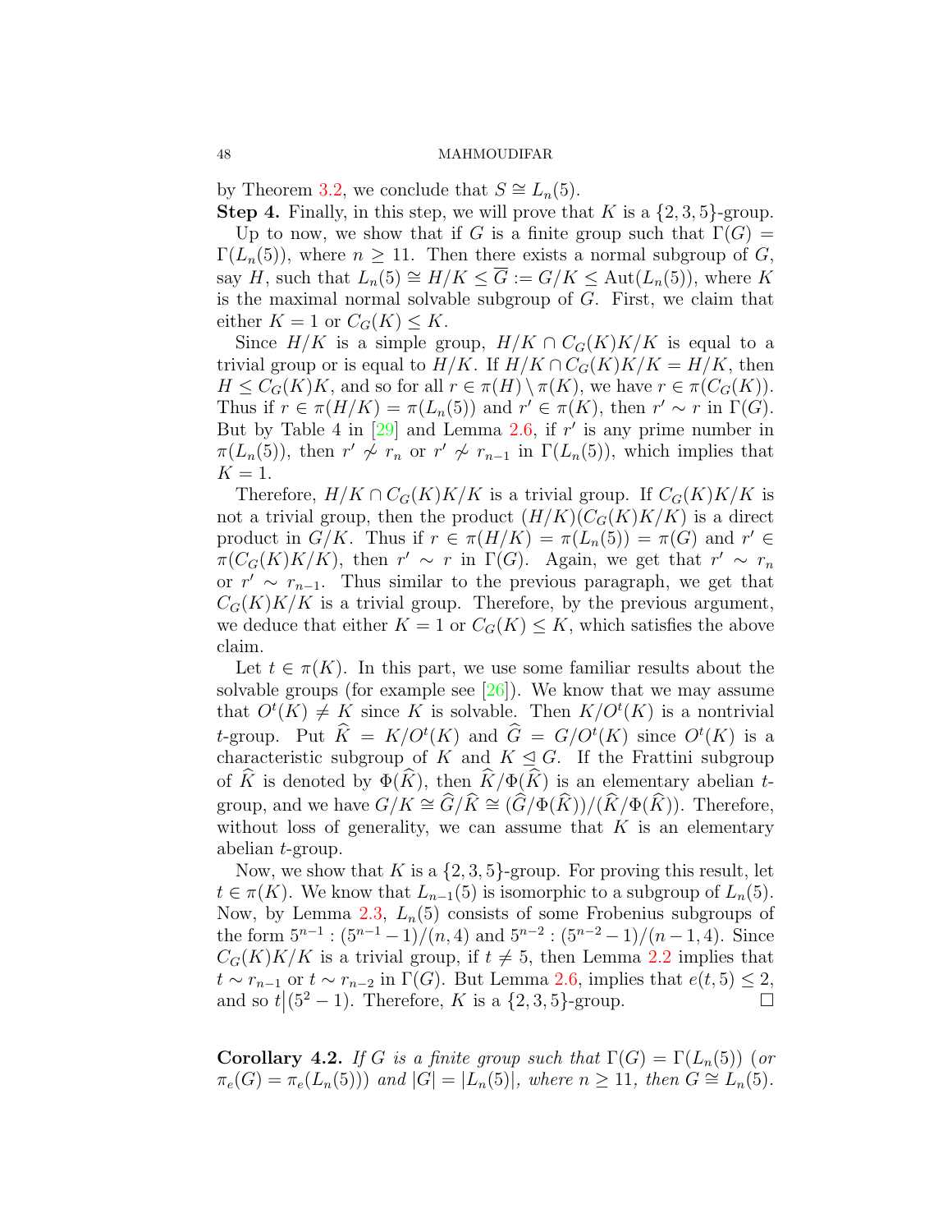by Theorem 3.2, we conclude that $S \cong L_n(5)$.

**Step 4.** Finally, in this step, we will prove that $K$ is a $\{2,3,5\}$-group.

Up to now, we show that if $G$ is a finite group such that $\Gamma(G) = \Gamma(L_n(5))$, where $n \geq 11$. Then there exists a normal subgroup of $G$, say $H$, such that $L_n(5) \cong H/K \leq \overline{G} := G/K \leq \mathrm{Aut}(L_n(5))$, where $K$ is the maximal normal solvable subgroup of $G$. First, we claim that either $K = 1$ or $C_G(K) \leq K$.

Since $H/K$ is a simple group, $H/K \cap C_G(K)K/K$ is equal to a trivial group or is equal to $H/K$. If $H/K \cap C_G(K)K/K = H/K$, then $H \leq C_G(K)K$, and so for all $r \in \pi(H) \setminus \pi(K)$, we have $r \in \pi(C_G(K))$. Thus if $r \in \pi(H/K) = \pi(L_n(5))$ and $r' \in \pi(K)$, then $r' \sim r$ in $\Gamma(G)$. But by Table 4 in [29] and Lemma 2.6, if $r'$ is any prime number in $\pi(L_n(5))$, then $r' \not\sim r_n$ or $r' \not\sim r_{n-1}$ in $\Gamma(L_n(5))$, which implies that $K = 1$.

Therefore, $H/K \cap C_G(K)K/K$ is a trivial group. If $C_G(K)K/K$ is not a trivial group, then the product $(H/K)(C_G(K)K/K)$ is a direct product in $G/K$. Thus if $r \in \pi(H/K) = \pi(L_n(5)) = \pi(G)$ and $r' \in \pi(C_G(K)K/K)$, then $r' \sim r$ in $\Gamma(G)$. Again, we get that $r' \sim r_n$ or $r' \sim r_{n-1}$. Thus similar to the previous paragraph, we get that $C_G(K)K/K$ is a trivial group. Therefore, by the previous argument, we deduce that either $K = 1$ or $C_G(K) \leq K$, which satisfies the above claim.

Let $t \in \pi(K)$. In this part, we use some familiar results about the solvable groups (for example see [26]). We know that we may assume that $O^t(K) \neq K$ since $K$ is solvable. Then $K/O^t(K)$ is a nontrivial $t$-group. Put $\widehat{K} = K/O^t(K)$ and $\widehat{G} = G/O^t(K)$ since $O^t(K)$ is a characteristic subgroup of $K$ and $K \trianglelefteq G$. If the Frattini subgroup of $\widehat{K}$ is denoted by $\Phi(\widehat{K})$, then $\widehat{K}/\Phi(\widehat{K})$ is an elementary abelian $t$-group, and we have $G/K \cong \widehat{G}/\widehat{K} \cong (\widehat{G}/\Phi(\widehat{K}))/(\widehat{K}/\Phi(\widehat{K}))$. Therefore, without loss of generality, we can assume that $K$ is an elementary abelian $t$-group.

Now, we show that $K$ is a $\{2,3,5\}$-group. For proving this result, let $t \in \pi(K)$. We know that $L_{n-1}(5)$ is isomorphic to a subgroup of $L_n(5)$. Now, by Lemma 2.3, $L_n(5)$ consists of some Frobenius subgroups of the form $5^{n-1} : (5^{n-1}-1)/(n,4)$ and $5^{n-2} : (5^{n-2}-1)/(n-1,4)$. Since $C_G(K)K/K$ is a trivial group, if $t \neq 5$, then Lemma 2.2 implies that $t \sim r_{n-1}$ or $t \sim r_{n-2}$ in $\Gamma(G)$. But Lemma 2.6, implies that $e(t,5) \leq 2$, and so $t \big| (5^2-1)$. Therefore, $K$ is a $\{2,3,5\}$-group. $\square$

**Corollary 4.2.** *If $G$ is a finite group such that $\Gamma(G) = \Gamma(L_n(5))$ (or $\pi_e(G) = \pi_e(L_n(5))$) and $|G| = |L_n(5)|$, where $n \geq 11$, then $G \cong L_n(5)$.*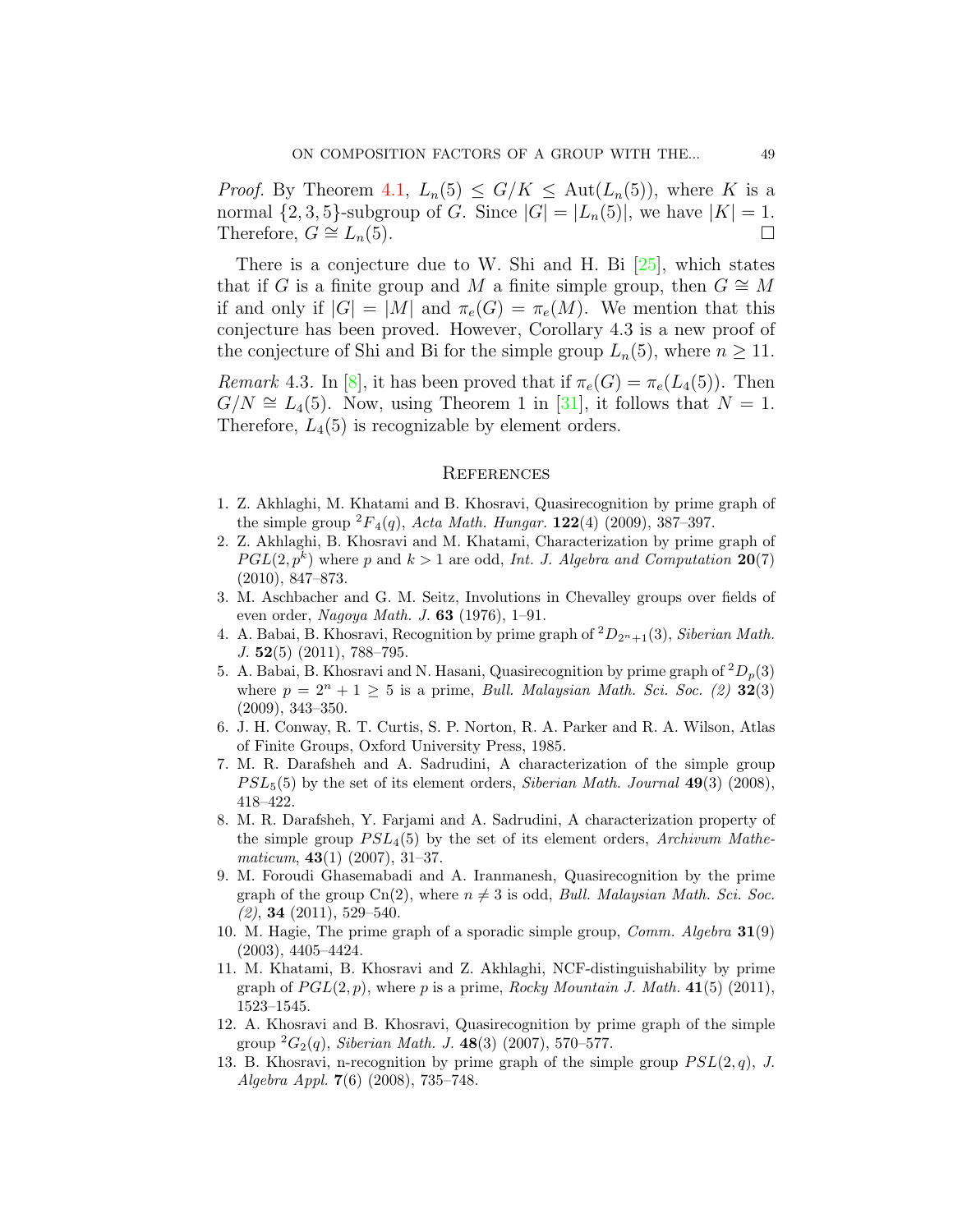*Proof.* By Theorem 4.1, $L_n(5) \leq G/K \leq \mathrm{Aut}(L_n(5))$, where $K$ is a normal $\{2,3,5\}$-subgroup of $G$. Since $|G| = |L_n(5)|$, we have $|K| = 1$. Therefore, $G \cong L_n(5)$. □

There is a conjecture due to W. Shi and H. Bi [25], which states that if $G$ is a finite group and $M$ a finite simple group, then $G \cong M$ if and only if $|G| = |M|$ and $\pi_e(G) = \pi_e(M)$. We mention that this conjecture has been proved. However, Corollary 4.3 is a new proof of the conjecture of Shi and Bi for the simple group $L_n(5)$, where $n \geq 11$.

*Remark* 4.3. In [8], it has been proved that if $\pi_e(G) = \pi_e(L_4(5))$. Then $G/N \cong L_4(5)$. Now, using Theorem 1 in [31], it follows that $N = 1$. Therefore, $L_4(5)$ is recognizable by element orders.

## References

1. Z. Akhlaghi, M. Khatami and B. Khosravi, Quasirecognition by prime graph of the simple group ${}^2F_4(q)$, *Acta Math. Hungar.* **122**(4) (2009), 387–397.
2. Z. Akhlaghi, B. Khosravi and M. Khatami, Characterization by prime graph of $PGL(2,p^k)$ where $p$ and $k > 1$ are odd, *Int. J. Algebra and Computation* **20**(7) (2010), 847–873.
3. M. Aschbacher and G. M. Seitz, Involutions in Chevalley groups over fields of even order, *Nagoya Math. J.* **63** (1976), 1–91.
4. A. Babai, B. Khosravi, Recognition by prime graph of ${}^2D_{2^n+1}(3)$, *Siberian Math. J.* **52**(5) (2011), 788–795.
5. A. Babai, B. Khosravi and N. Hasani, Quasirecognition by prime graph of ${}^2D_p(3)$ where $p = 2^n + 1 \geq 5$ is a prime, *Bull. Malaysian Math. Sci. Soc. (2)* **32**(3) (2009), 343–350.
6. J. H. Conway, R. T. Curtis, S. P. Norton, R. A. Parker and R. A. Wilson, Atlas of Finite Groups, Oxford University Press, 1985.
7. M. R. Darafsheh and A. Sadrudini, A characterization of the simple group $PSL_5(5)$ by the set of its element orders, *Siberian Math. Journal* **49**(3) (2008), 418–422.
8. M. R. Darafsheh, Y. Farjami and A. Sadrudini, A characterization property of the simple group $PSL_4(5)$ by the set of its element orders, *Archivum Mathematicum*, **43**(1) (2007), 31–37.
9. M. Foroudi Ghasemabadi and A. Iranmanesh, Quasirecognition by the prime graph of the group Cn(2), where $n \neq 3$ is odd, *Bull. Malaysian Math. Sci. Soc. (2)*, **34** (2011), 529–540.
10. M. Hagie, The prime graph of a sporadic simple group, *Comm. Algebra* **31**(9) (2003), 4405–4424.
11. M. Khatami, B. Khosravi and Z. Akhlaghi, NCF-distinguishability by prime graph of $PGL(2,p)$, where $p$ is a prime, *Rocky Mountain J. Math.* **41**(5) (2011), 1523–1545.
12. A. Khosravi and B. Khosravi, Quasirecognition by prime graph of the simple group ${}^2G_2(q)$, *Siberian Math. J.* **48**(3) (2007), 570–577.
13. B. Khosravi, n-recognition by prime graph of the simple group $PSL(2,q)$, *J. Algebra Appl.* **7**(6) (2008), 735–748.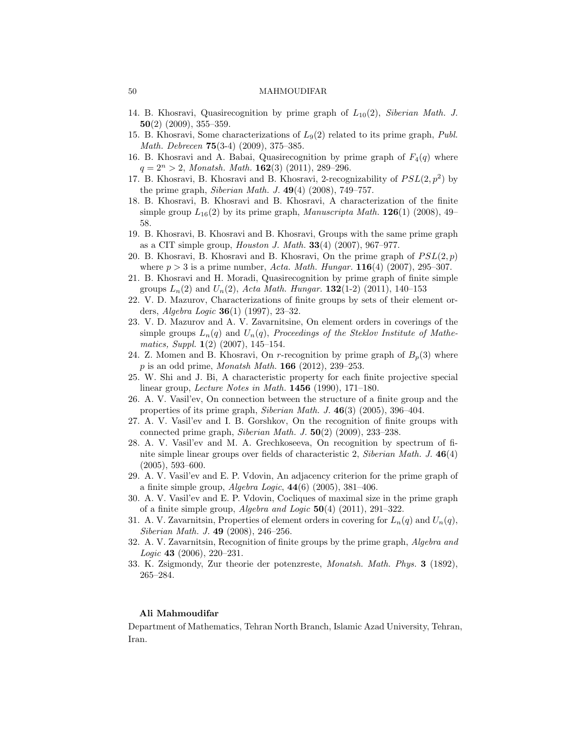14. B. Khosravi, Quasirecognition by prime graph of $L_{10}(2)$, *Siberian Math. J.* **50**(2) (2009), 355–359.
15. B. Khosravi, Some characterizations of $L_9(2)$ related to its prime graph, *Publ. Math. Debrecen* **75**(3-4) (2009), 375–385.
16. B. Khosravi and A. Babai, Quasirecognition by prime graph of $F_4(q)$ where $q = 2^n > 2$, *Monatsh. Math.* **162**(3) (2011), 289–296.
17. B. Khosravi, B. Khosravi and B. Khosravi, 2-recognizability of $PSL(2, p^2)$ by the prime graph, *Siberian Math. J.* **49**(4) (2008), 749–757.
18. B. Khosravi, B. Khosravi and B. Khosravi, A characterization of the finite simple group $L_{16}(2)$ by its prime graph, *Manuscripta Math.* **126**(1) (2008), 49–58.
19. B. Khosravi, B. Khosravi and B. Khosravi, Groups with the same prime graph as a CIT simple group, *Houston J. Math.* **33**(4) (2007), 967–977.
20. B. Khosravi, B. Khosravi and B. Khosravi, On the prime graph of $PSL(2, p)$ where $p > 3$ is a prime number, *Acta. Math. Hungar.* **116**(4) (2007), 295–307.
21. B. Khosravi and H. Moradi, Quasirecognition by prime graph of finite simple groups $L_n(2)$ and $U_n(2)$, *Acta Math. Hungar.* **132**(1-2) (2011), 140–153
22. V. D. Mazurov, Characterizations of finite groups by sets of their element orders, *Algebra Logic* **36**(1) (1997), 23–32.
23. V. D. Mazurov and A. V. Zavarnitsine, On element orders in coverings of the simple groups $L_n(q)$ and $U_n(q)$, *Proceedings of the Steklov Institute of Mathematics, Suppl.* **1**(2) (2007), 145–154.
24. Z. Momen and B. Khosravi, On $r$-recognition by prime graph of $B_p(3)$ where $p$ is an odd prime, *Monatsh Math.* **166** (2012), 239–253.
25. W. Shi and J. Bi, A characteristic property for each finite projective special linear group, *Lecture Notes in Math.* **1456** (1990), 171–180.
26. A. V. Vasil'ev, On connection between the structure of a finite group and the properties of its prime graph, *Siberian Math. J.* **46**(3) (2005), 396–404.
27. A. V. Vasil'ev and I. B. Gorshkov, On the recognition of finite groups with connected prime graph, *Siberian Math. J.* **50**(2) (2009), 233–238.
28. A. V. Vasil'ev and M. A. Grechkoseeva, On recognition by spectrum of finite simple linear groups over fields of characteristic 2, *Siberian Math. J.* **46**(4) (2005), 593–600.
29. A. V. Vasil'ev and E. P. Vdovin, An adjacency criterion for the prime graph of a finite simple group, *Algebra Logic*, **44**(6) (2005), 381–406.
30. A. V. Vasil'ev and E. P. Vdovin, Cocliques of maximal size in the prime graph of a finite simple group, *Algebra and Logic* **50**(4) (2011), 291–322.
31. A. V. Zavarnitsin, Properties of element orders in covering for $L_n(q)$ and $U_n(q)$, *Siberian Math. J.* **49** (2008), 246–256.
32. A. V. Zavarnitsin, Recognition of finite groups by the prime graph, *Algebra and Logic* **43** (2006), 220–231.
33. K. Zsigmondy, Zur theorie der potenzreste, *Monatsh. Math. Phys.* **3** (1892), 265–284.

**Ali Mahmoudifar**

Department of Mathematics, Tehran North Branch, Islamic Azad University, Tehran, Iran.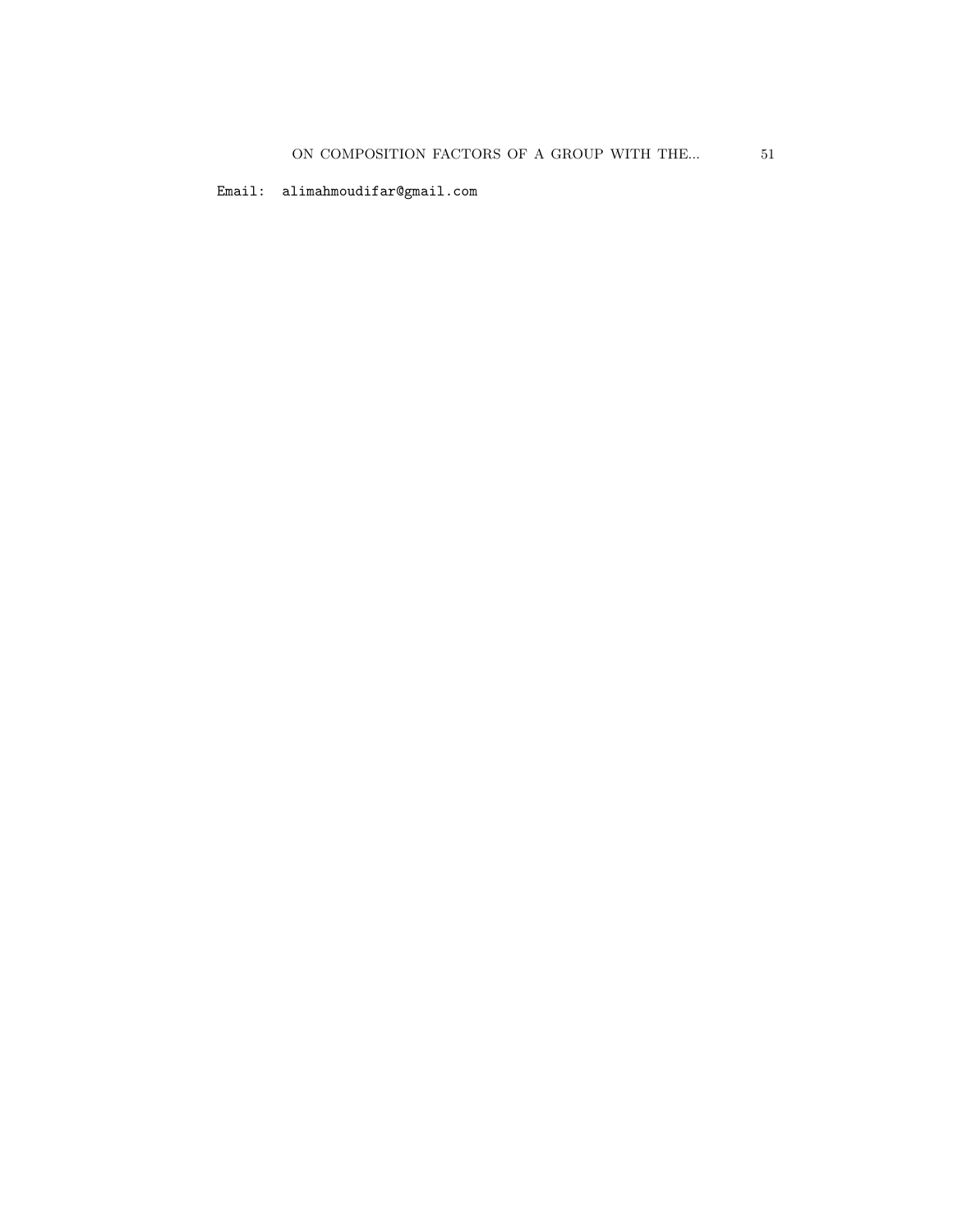Email: alimahmoudifar@gmail.com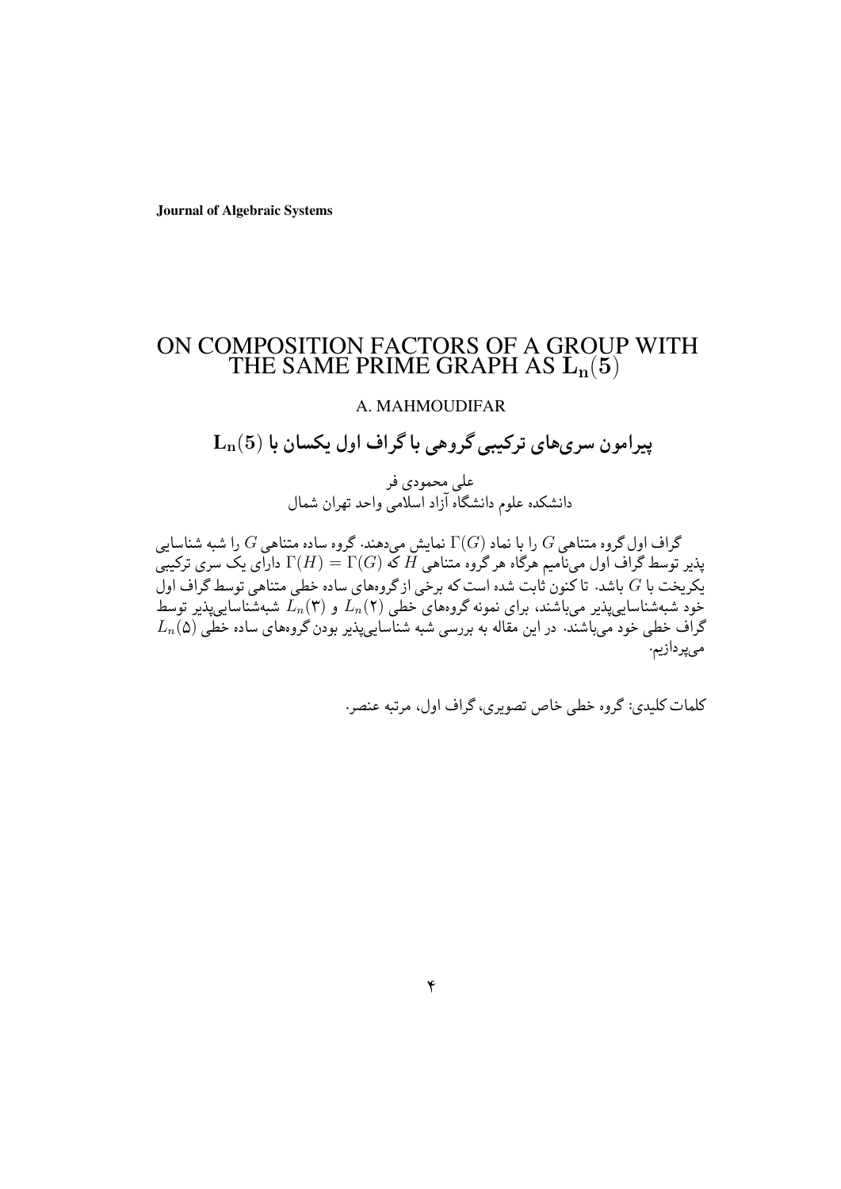**Journal of Algebraic Systems**

# ON COMPOSITION FACTORS OF A GROUP WITH THE SAME PRIME GRAPH AS $\mathbf{L_n(5)}$

A. MAHMOUDIFAR

## پیرامون سری‌های ترکیبی گروهی با گراف اول یکسان با $\mathbf{L_n(5)}$

علی محمودی فر
دانشکده علوم دانشگاه آزاد اسلامی واحد تهران شمال

گراف اول گروه متناهی $G$ را با نماد $\Gamma(G)$ نمایش می‌دهند. گروه ساده متناهی $G$ را شبه شناسایی پذیر توسط گراف اول می‌نامیم هرگاه هر گروه متناهی $H$ که $\Gamma(H) = \Gamma(G)$ دارای یک سری ترکیبی یکریخت با $G$ باشد. تا کنون ثابت شده است که برخی از گروه‌های ساده خطی متناهی توسط گراف اول خود شبه‌شناسایی‌پذیر می‌باشند، برای نمونه گروه‌های خطی $L_n(۲)$ و $L_n(۳)$ شبه‌شناسایی‌پذیر توسط گراف خطی خود می‌باشند. در این مقاله به بررسی شبه شناسایی‌پذیر بودن گروه‌های ساده خطی $L_n(۵)$ می‌پردازیم.

کلمات کلیدی: گروه خطی خاص تصویری، گراف اول، مرتبه عنصر.